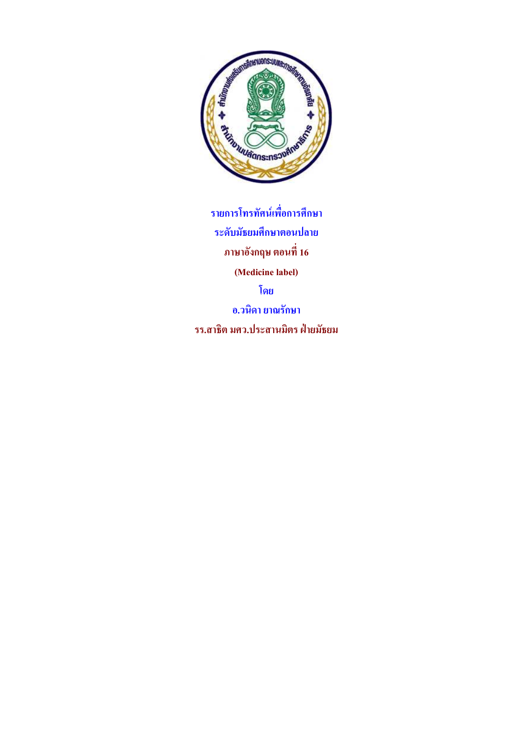**รายการโทรทัศน์เพื่อการศึกษา**

**ระดับมัธยมศึกษาตอนปลาย**

**ภาษาอังกฤษ ตอนที่ 16**

**(Medicine label)**

**โดย**

**อ.วนิดา ยาณรักษา**

**รร.สาธิต มศว.ประสานมิตร ฝ่ายมัธยม**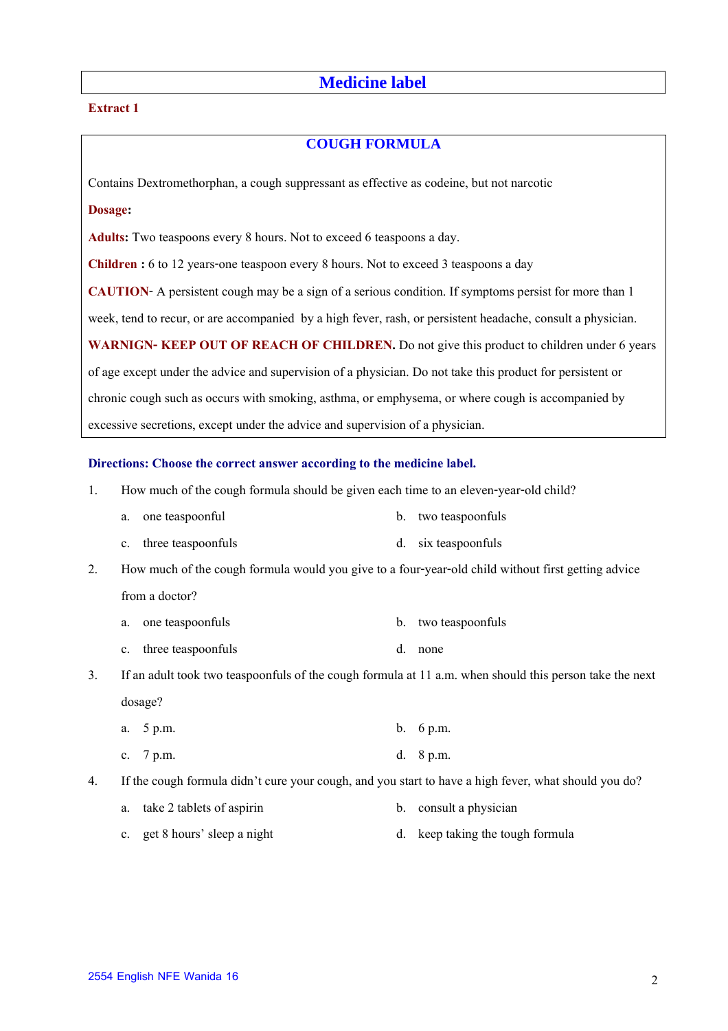# Medicine label

**Extract 1**

## COUGH FORMULA

Contains Dextromethorphan, a cough suppressant as effective as codeine, but not narcotic

**Dosage:**

**Adults:** Two teaspoons every 8 hours. Not to exceed 6 teaspoons a day.

**Children :** 6 to 12 years-one teaspoon every 8 hours. Not to exceed 3 teaspoons a day

**CAUTION**- A persistent cough may be a sign of a serious condition. If symptoms persist for more than 1 week, tend to recur, or are accompanied by a high fever, rash, or persistent headache, consult a physician.

**WARNIGN- KEEP OUT OF REACH OF CHILDREN.** Do not give this product to children under 6 years of age except under the advice and supervision of a physician. Do not take this product for persistent or chronic cough such as occurs with smoking, asthma, or emphysema, or where cough is accompanied by excessive secretions, except under the advice and supervision of a physician.

**Directions: Choose the correct answer according to the medicine label.**

1. How much of the cough formula should be given each time to an eleven-year-old child?
   a. one teaspoonful
   b. two teaspoonfuls
   c. three teaspoonfuls
   d. six teaspoonfuls

2. How much of the cough formula would you give to a four-year-old child without first getting advice from a doctor?
   a. one teaspoonfuls
   b. two teaspoonfuls
   c. three teaspoonfuls
   d. none

3. If an adult took two teaspoonfuls of the cough formula at 11 a.m. when should this person take the next dosage?
   a. 5 p.m.
   b. 6 p.m.
   c. 7 p.m.
   d. 8 p.m.

4. If the cough formula didn't cure your cough, and you start to have a high fever, what should you do?
   a. take 2 tablets of aspirin
   b. consult a physician
   c. get 8 hours' sleep a night
   d. keep taking the tough formula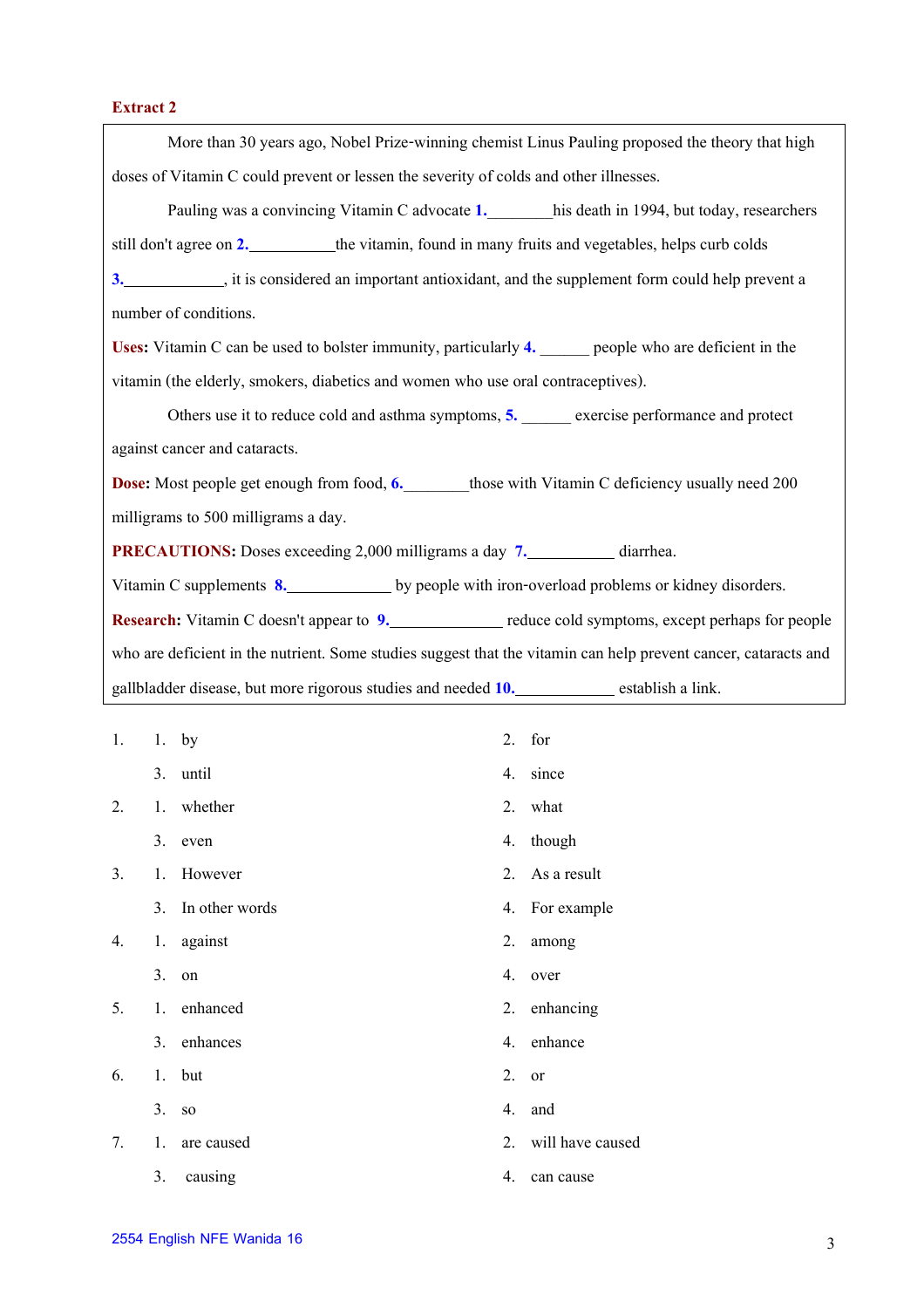**Extract 2**

More than 30 years ago, Nobel Prize-winning chemist Linus Pauling proposed the theory that high doses of Vitamin C could prevent or lessen the severity of colds and other illnesses.

Pauling was a convincing Vitamin C advocate **1.**\_\_\_\_\_\_\_\_his death in 1994, but today, researchers still don't agree on **2.**\_\_\_\_\_\_\_\_\_\_\_the vitamin, found in many fruits and vegetables, helps curb colds **3.**\_\_\_\_\_\_\_\_\_\_\_\_\_, it is considered an important antioxidant, and the supplement form could help prevent a number of conditions.

**Uses:** Vitamin C can be used to bolster immunity, particularly **4.** \_\_\_\_\_\_ people who are deficient in the vitamin (the elderly, smokers, diabetics and women who use oral contraceptives).

Others use it to reduce cold and asthma symptoms, **5.** \_\_\_\_\_\_ exercise performance and protect against cancer and cataracts.

**Dose:** Most people get enough from food, **6.**\_\_\_\_\_\_\_\_those with Vitamin C deficiency usually need 200 milligrams to 500 milligrams a day.

**PRECAUTIONS:** Doses exceeding 2,000 milligrams a day **7.**\_\_\_\_\_\_\_\_\_\_\_ diarrhea.

Vitamin C supplements **8.**\_\_\_\_\_\_\_\_\_\_\_\_\_\_ by people with iron-overload problems or kidney disorders.

**Research:** Vitamin C doesn't appear to **9.**\_\_\_\_\_\_\_\_\_\_\_\_\_\_ reduce cold symptoms, except perhaps for people who are deficient in the nutrient. Some studies suggest that the vitamin can help prevent cancer, cataracts and gallbladder disease, but more rigorous studies and needed **10.**\_\_\_\_\_\_\_\_\_\_\_\_ establish a link.

1. 
   1. by
   2. for
   3. until
   4. since
2. 
   1. whether
   2. what
   3. even
   4. though
3. 
   1. However
   2. As a result
   3. In other words
   4. For example
4. 
   1. against
   2. among
   3. on
   4. over
5. 
   1. enhanced
   2. enhancing
   3. enhances
   4. enhance
6. 
   1. but
   2. or
   3. so
   4. and
7. 
   1. are caused
   2. will have caused
   3. causing
   4. can cause

2554 English NFE Wanida 16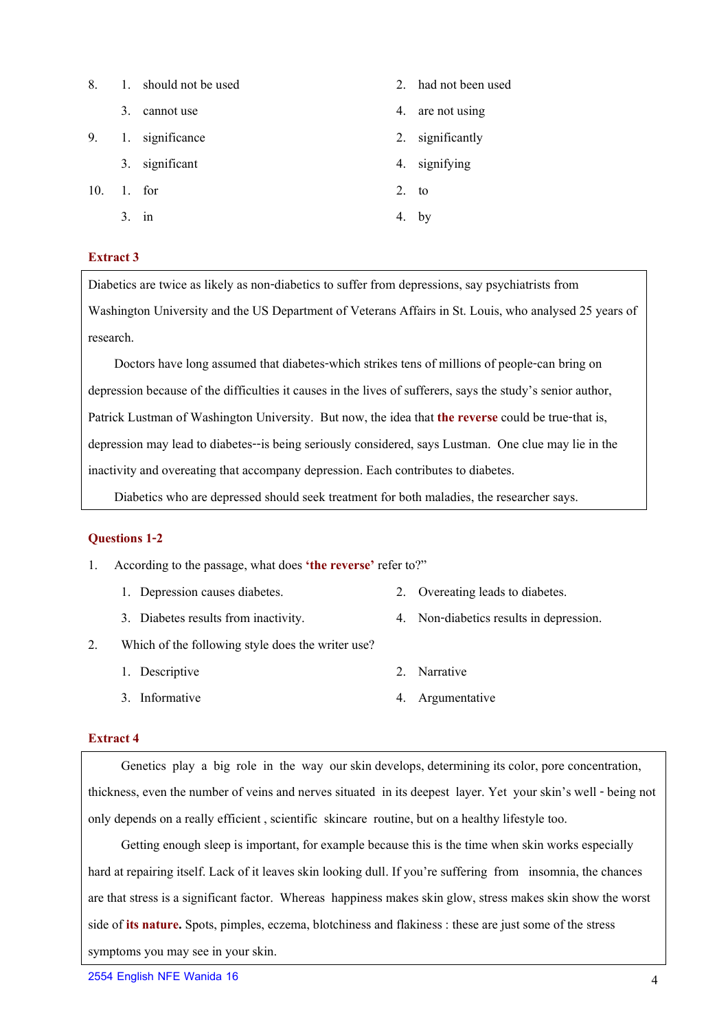8. 1. should not be used
   2. had not been used
   3. cannot use
   4. are not using

9. 1. significance
   2. significantly
   3. significant
   4. signifying

10. 1. for
    2. to
    3. in
    4. by

**Extract 3**

Diabetics are twice as likely as non-diabetics to suffer from depressions, say psychiatrists from Washington University and the US Department of Veterans Affairs in St. Louis, who analysed 25 years of research.

Doctors have long assumed that diabetes-which strikes tens of millions of people-can bring on depression because of the difficulties it causes in the lives of sufferers, says the study's senior author, Patrick Lustman of Washington University. But now, the idea that **the reverse** could be true-that is, depression may lead to diabetes--is being seriously considered, says Lustman. One clue may lie in the inactivity and overeating that accompany depression. Each contributes to diabetes.

Diabetics who are depressed should seek treatment for both maladies, the researcher says.

**Questions 1-2**

1. According to the passage, what does **'the reverse'** refer to?"
   1. Depression causes diabetes.
   2. Overeating leads to diabetes.
   3. Diabetes results from inactivity.
   4. Non-diabetics results in depression.

2. Which of the following style does the writer use?
   1. Descriptive
   2. Narrative
   3. Informative
   4. Argumentative

**Extract 4**

Genetics play a big role in the way our skin develops, determining its color, pore concentration, thickness, even the number of veins and nerves situated in its deepest layer. Yet your skin's well - being not only depends on a really efficient , scientific skincare routine, but on a healthy lifestyle too.

Getting enough sleep is important, for example because this is the time when skin works especially hard at repairing itself. Lack of it leaves skin looking dull. If you're suffering from insomnia, the chances are that stress is a significant factor. Whereas happiness makes skin glow, stress makes skin show the worst side of **its nature.** Spots, pimples, eczema, blotchiness and flakiness : these are just some of the stress symptoms you may see in your skin.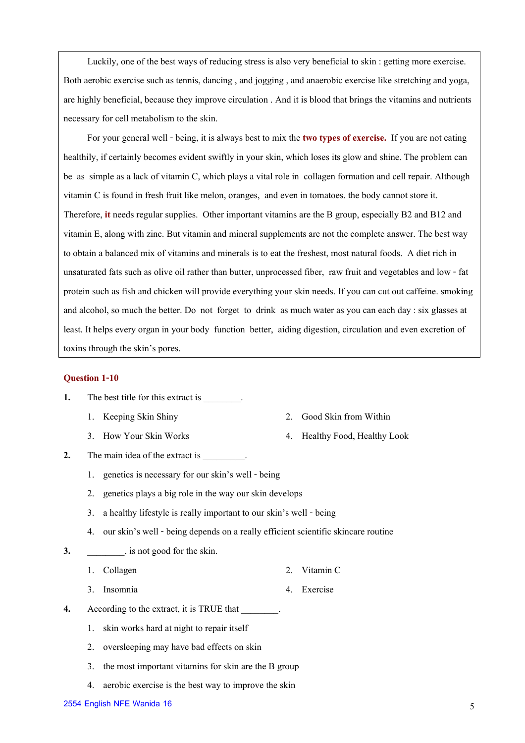Luckily, one of the best ways of reducing stress is also very beneficial to skin : getting more exercise. Both aerobic exercise such as tennis, dancing , and jogging , and anaerobic exercise like stretching and yoga, are highly beneficial, because they improve circulation . And it is blood that brings the vitamins and nutrients necessary for cell metabolism to the skin.

For your general well - being, it is always best to mix the **two types of exercise.** If you are not eating healthily, if certainly becomes evident swiftly in your skin, which loses its glow and shine. The problem can be as simple as a lack of vitamin C, which plays a vital role in collagen formation and cell repair. Although vitamin C is found in fresh fruit like melon, oranges, and even in tomatoes. the body cannot store it. Therefore, **it** needs regular supplies. Other important vitamins are the B group, especially B2 and B12 and vitamin E, along with zinc. But vitamin and mineral supplements are not the complete answer. The best way to obtain a balanced mix of vitamins and minerals is to eat the freshest, most natural foods. A diet rich in unsaturated fats such as olive oil rather than butter, unprocessed fiber, raw fruit and vegetables and low - fat protein such as fish and chicken will provide everything your skin needs. If you can cut out caffeine. smoking and alcohol, so much the better. Do not forget to drink as much water as you can each day : six glasses at least. It helps every organ in your body function better, aiding digestion, circulation and even excretion of toxins through the skin's pores.

**Question 1-10**

**1.** The best title for this extract is ________.

1. Keeping Skin Shiny
2. Good Skin from Within
3. How Your Skin Works
4. Healthy Food, Healthy Look

**2.** The main idea of the extract is _________.

1. genetics is necessary for our skin's well - being
2. genetics plays a big role in the way our skin develops
3. a healthy lifestyle is really important to our skin's well - being
4. our skin's well - being depends on a really efficient scientific skincare routine

**3.** ________. is not good for the skin.

1. Collagen
2. Vitamin C
3. Insomnia
4. Exercise

**4.** According to the extract, it is TRUE that ________.

1. skin works hard at night to repair itself
2. oversleeping may have bad effects on skin
3. the most important vitamins for skin are the B group
4. aerobic exercise is the best way to improve the skin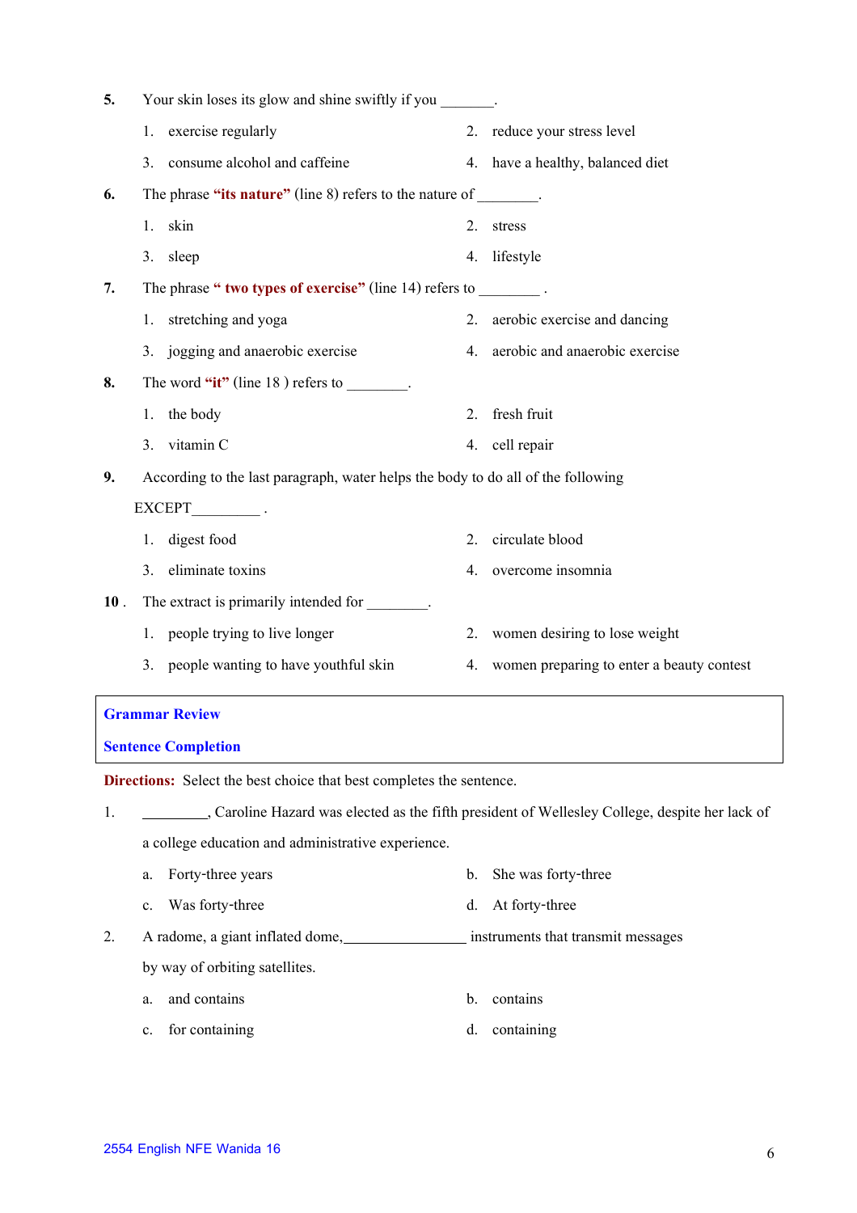**5.** Your skin loses its glow and shine swiftly if you _______.

1. exercise regularly
2. reduce your stress level
3. consume alcohol and caffeine
4. have a healthy, balanced diet

**6.** The phrase **"its nature"** (line 8) refers to the nature of ________.

1. skin
2. stress
3. sleep
4. lifestyle

**7.** The phrase **" two types of exercise"** (line 14) refers to ________ .

1. stretching and yoga
2. aerobic exercise and dancing
3. jogging and anaerobic exercise
4. aerobic and anaerobic exercise

**8.** The word **"it"** (line 18 ) refers to ________.

1. the body
2. fresh fruit
3. vitamin C
4. cell repair

**9.** According to the last paragraph, water helps the body to do all of the following EXCEPT_________ .

1. digest food
2. circulate blood
3. eliminate toxins
4. overcome insomnia

**10 .** The extract is primarily intended for ________.

1. people trying to live longer
2. women desiring to lose weight
3. people wanting to have youthful skin
4. women preparing to enter a beauty contest

## Grammar Review

## Sentence Completion

**Directions:** Select the best choice that best completes the sentence.

1. _________, Caroline Hazard was elected as the fifth president of Wellesley College, despite her lack of a college education and administrative experience.

   a. Forty-three years
   b. She was forty-three
   c. Was forty-three
   d. At forty-three

2. A radome, a giant inflated dome,________________ instruments that transmit messages by way of orbiting satellites.

   a. and contains
   b. contains
   c. for containing
   d. containing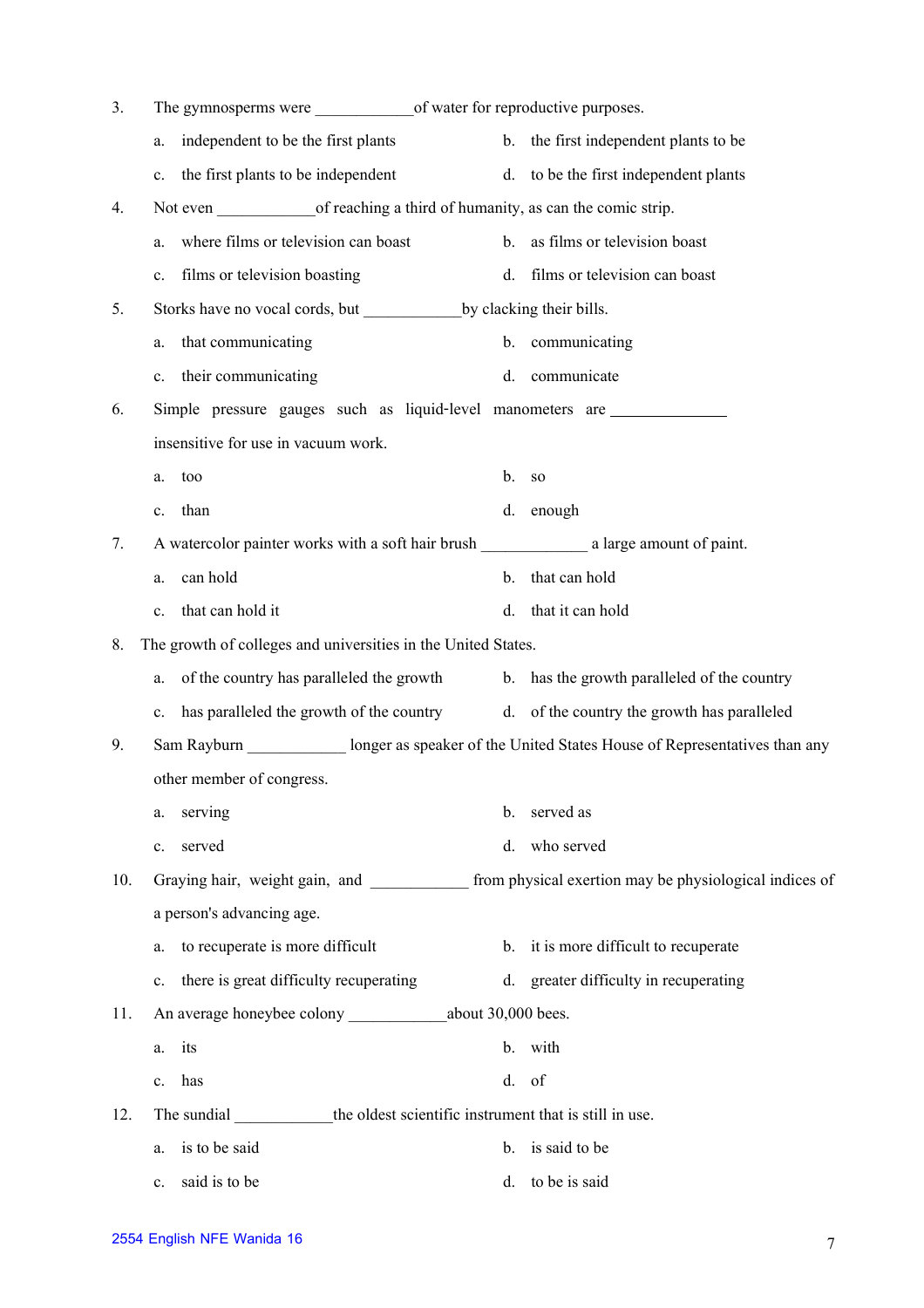3. The gymnosperms were ____________of water for reproductive purposes.

   a. independent to be the first plants
   b. the first independent plants to be
   c. the first plants to be independent
   d. to be the first independent plants

4. Not even ____________of reaching a third of humanity, as can the comic strip.

   a. where films or television can boast
   b. as films or television boast
   c. films or television boasting
   d. films or television can boast

5. Storks have no vocal cords, but ____________by clacking their bills.

   a. that communicating
   b. communicating
   c. their communicating
   d. communicate

6. Simple pressure gauges such as liquid-level manometers are ______________ insensitive for use in vacuum work.

   a. too
   b. so
   c. than
   d. enough

7. A watercolor painter works with a soft hair brush _____________ a large amount of paint.

   a. can hold
   b. that can hold
   c. that can hold it
   d. that it can hold

8. The growth of colleges and universities in the United States.

   a. of the country has paralleled the growth
   b. has the growth paralleled of the country
   c. has paralleled the growth of the country
   d. of the country the growth has paralleled

9. Sam Rayburn ____________ longer as speaker of the United States House of Representatives than any other member of congress.

   a. serving
   b. served as
   c. served
   d. who served

10. Graying hair, weight gain, and ____________ from physical exertion may be physiological indices of a person's advancing age.

    a. to recuperate is more difficult
    b. it is more difficult to recuperate
    c. there is great difficulty recuperating
    d. greater difficulty in recuperating

11. An average honeybee colony ____________about 30,000 bees.

    a. its
    b. with
    c. has
    d. of

12. The sundial ____________the oldest scientific instrument that is still in use.

    a. is to be said
    b. is said to be
    c. said is to be
    d. to be is said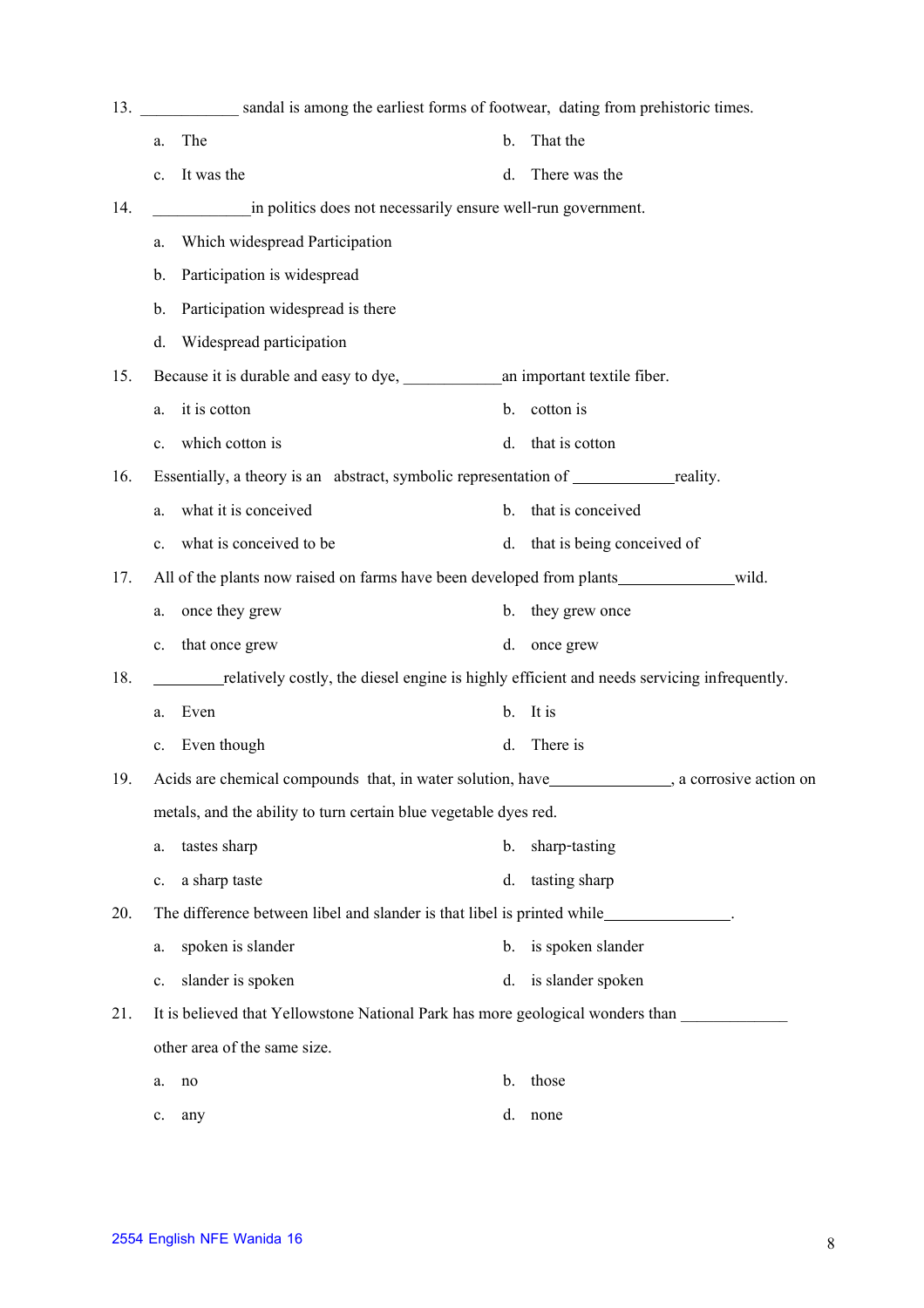13. ____________ sandal is among the earliest forms of footwear, dating from prehistoric times.

    a. The
    b. That the
    c. It was the
    d. There was the

14. ____________in politics does not necessarily ensure well-run government.

    a. Which widespread Participation
    b. Participation is widespread
    b. Participation widespread is there
    d. Widespread participation

15. Because it is durable and easy to dye, ____________an important textile fiber.

    a. it is cotton
    b. cotton is
    c. which cotton is
    d. that is cotton

16. Essentially, a theory is an abstract, symbolic representation of ____________reality.

    a. what it is conceived
    b. that is conceived
    c. what is conceived to be
    d. that is being conceived of

17. All of the plants now raised on farms have been developed from plants______________wild.

    a. once they grew
    b. they grew once
    c. that once grew
    d. once grew

18. _________relatively costly, the diesel engine is highly efficient and needs servicing infrequently.

    a. Even
    b. It is
    c. Even though
    d. There is

19. Acids are chemical compounds that, in water solution, have_______________, a corrosive action on metals, and the ability to turn certain blue vegetable dyes red.

    a. tastes sharp
    b. sharp-tasting
    c. a sharp taste
    d. tasting sharp

20. The difference between libel and slander is that libel is printed while________________.

    a. spoken is slander
    b. is spoken slander
    c. slander is spoken
    d. is slander spoken

21. It is believed that Yellowstone National Park has more geological wonders than _____________ other area of the same size.

    a. no
    b. those
    c. any
    d. none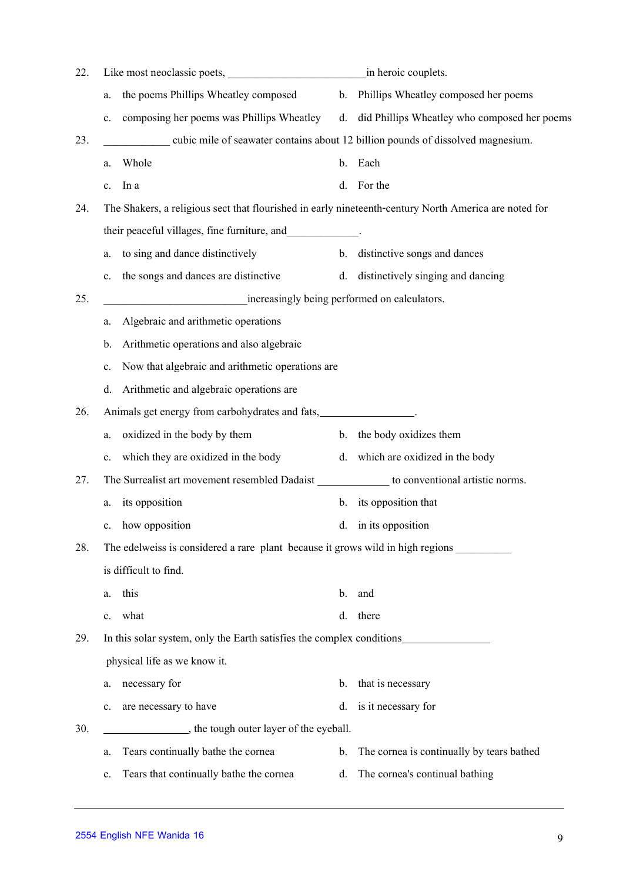22. Like most neoclassic poets, ________________________ in heroic couplets.

    a. the poems Phillips Wheatley composed
    b. Phillips Wheatley composed her poems
    c. composing her poems was Phillips Wheatley
    d. did Phillips Wheatley who composed her poems

23. ____________ cubic mile of seawater contains about 12 billion pounds of dissolved magnesium.

    a. Whole
    b. Each
    c. In a
    d. For the

24. The Shakers, a religious sect that flourished in early nineteenth-century North America are noted for their peaceful villages, fine furniture, and_____________.

    a. to sing and dance distinctively
    b. distinctive songs and dances
    c. the songs and dances are distinctive
    d. distinctively singing and dancing

25. _________________________increasingly being performed on calculators.

    a. Algebraic and arithmetic operations
    b. Arithmetic operations and also algebraic
    c. Now that algebraic and arithmetic operations are
    d. Arithmetic and algebraic operations are

26. Animals get energy from carbohydrates and fats,_________________.

    a. oxidized in the body by them
    b. the body oxidizes them
    c. which they are oxidized in the body
    d. which are oxidized in the body

27. The Surrealist art movement resembled Dadaist _____________ to conventional artistic norms.

    a. its opposition
    b. its opposition that
    c. how opposition
    d. in its opposition

28. The edelweiss is considered a rare plant because it grows wild in high regions __________ is difficult to find.

    a. this
    b. and
    c. what
    d. there

29. In this solar system, only the Earth satisfies the complex conditions________________ physical life as we know it.

    a. necessary for
    b. that is necessary
    c. are necessary to have
    d. is it necessary for

30. _______________, the tough outer layer of the eyeball.

    a. Tears continually bathe the cornea
    b. The cornea is continually by tears bathed
    c. Tears that continually bathe the cornea
    d. The cornea's continual bathing

2554 English NFE Wanida 16